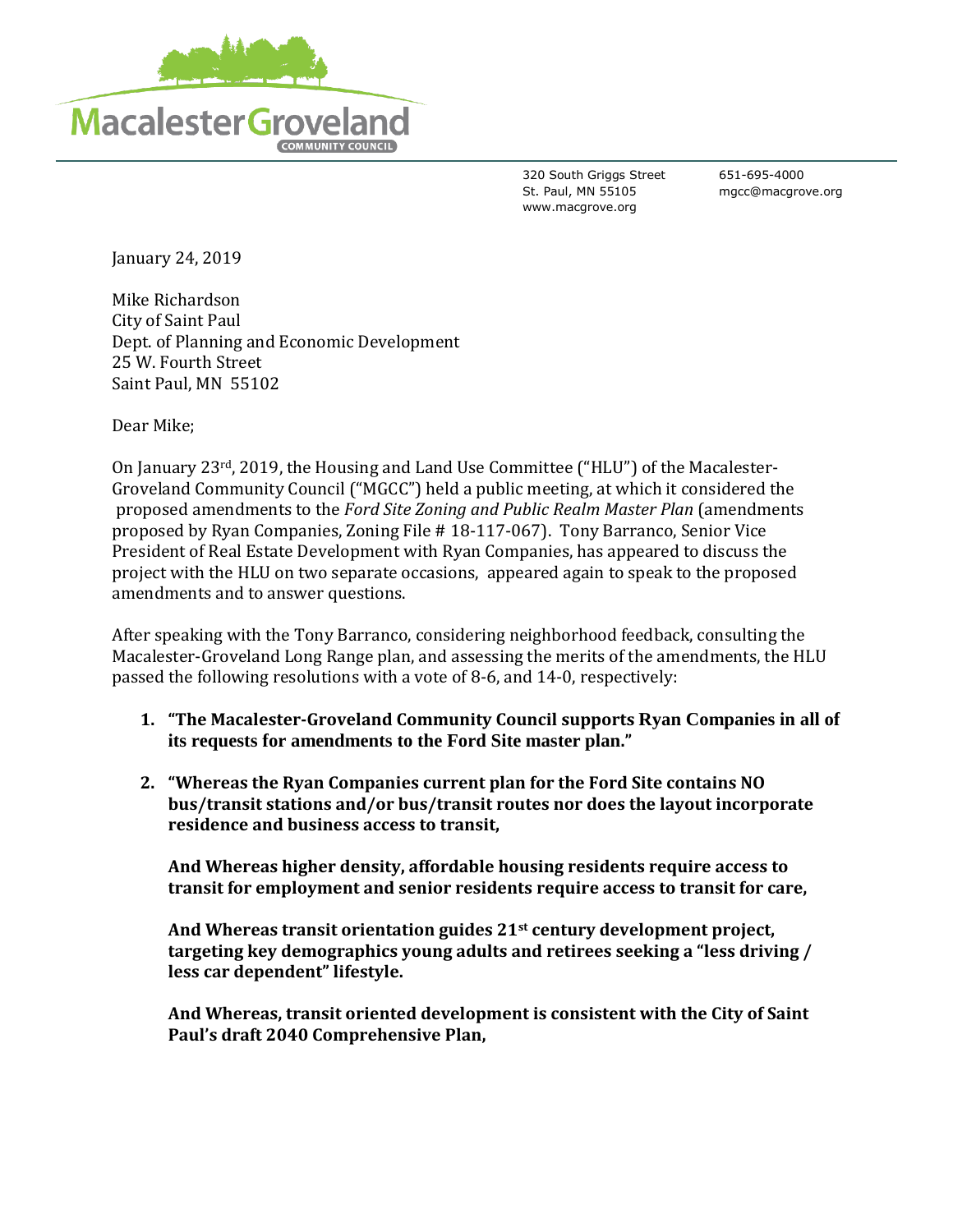**Macalester Groveland**
COMMUNITY COUNCIL

320 South Griggs Street
St. Paul, MN 55105
www.macgrove.org

651-695-4000
mgcc@macgrove.org

January 24, 2019

Mike Richardson
City of Saint Paul
Dept. of Planning and Economic Development
25 W. Fourth Street
Saint Paul, MN 55102

Dear Mike;

On January 23rd, 2019, the Housing and Land Use Committee ("HLU") of the Macalester-Groveland Community Council ("MGCC") held a public meeting, at which it considered the proposed amendments to the *Ford Site Zoning and Public Realm Master Plan* (amendments proposed by Ryan Companies, Zoning File # 18-117-067). Tony Barranco, Senior Vice President of Real Estate Development with Ryan Companies, has appeared to discuss the project with the HLU on two separate occasions, appeared again to speak to the proposed amendments and to answer questions.

After speaking with the Tony Barranco, considering neighborhood feedback, consulting the Macalester-Groveland Long Range plan, and assessing the merits of the amendments, the HLU passed the following resolutions with a vote of 8-6, and 14-0, respectively:

1. **"The Macalester-Groveland Community Council supports Ryan Companies in all of its requests for amendments to the Ford Site master plan."**

2. **"Whereas the Ryan Companies current plan for the Ford Site contains NO bus/transit stations and/or bus/transit routes nor does the layout incorporate residence and business access to transit,**

   **And Whereas higher density, affordable housing residents require access to transit for employment and senior residents require access to transit for care,**

   **And Whereas transit orientation guides 21st century development project, targeting key demographics young adults and retirees seeking a "less driving / less car dependent" lifestyle.**

   **And Whereas, transit oriented development is consistent with the City of Saint Paul's draft 2040 Comprehensive Plan,**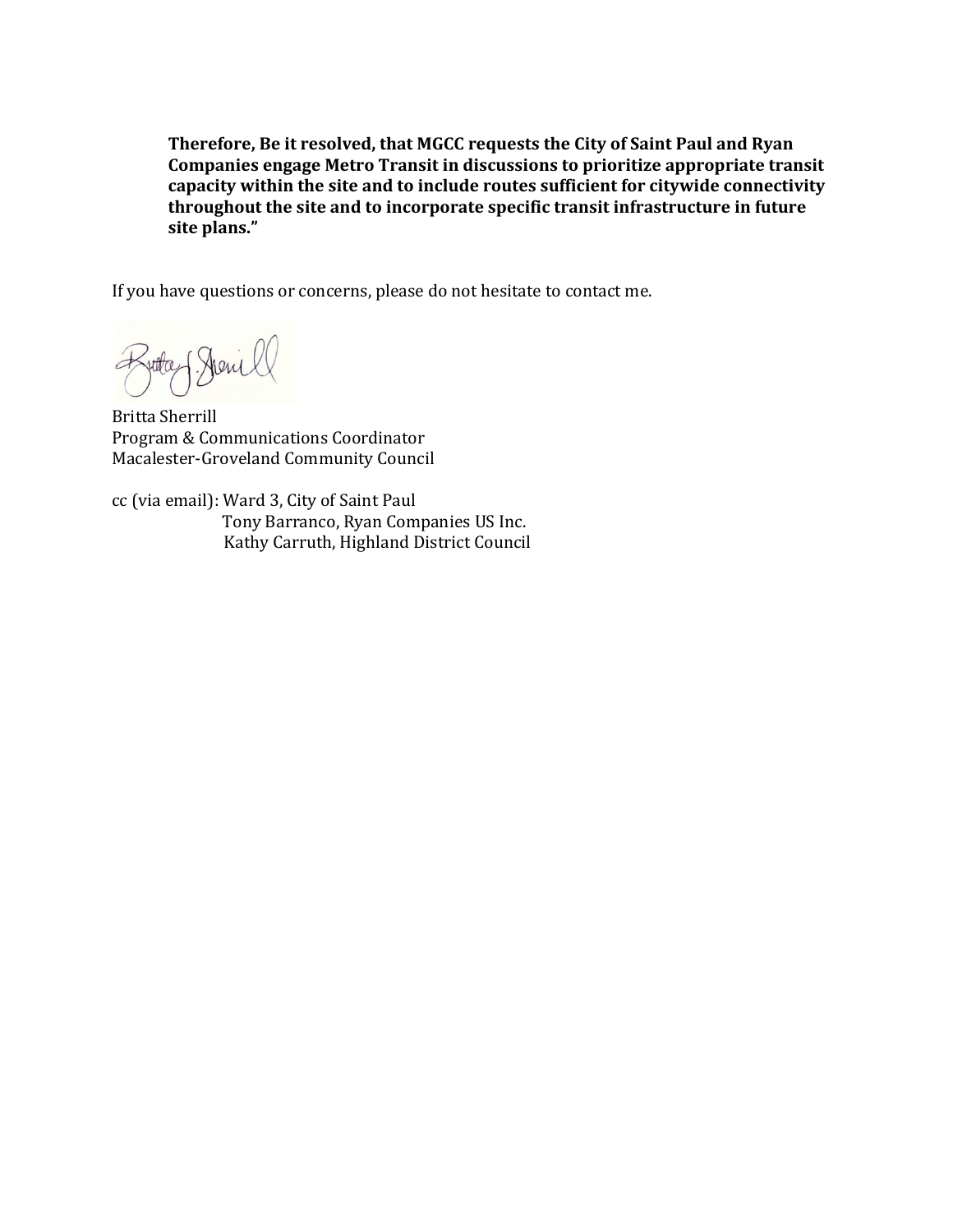**Therefore, Be it resolved, that MGCC requests the City of Saint Paul and Ryan Companies engage Metro Transit in discussions to prioritize appropriate transit capacity within the site and to include routes sufficient for citywide connectivity throughout the site and to incorporate specific transit infrastructure in future site plans."**

If you have questions or concerns, please do not hesitate to contact me.

Britta Sherrill
Program & Communications Coordinator
Macalester-Groveland Community Council

cc (via email): Ward 3, City of Saint Paul
Tony Barranco, Ryan Companies US Inc.
Kathy Carruth, Highland District Council